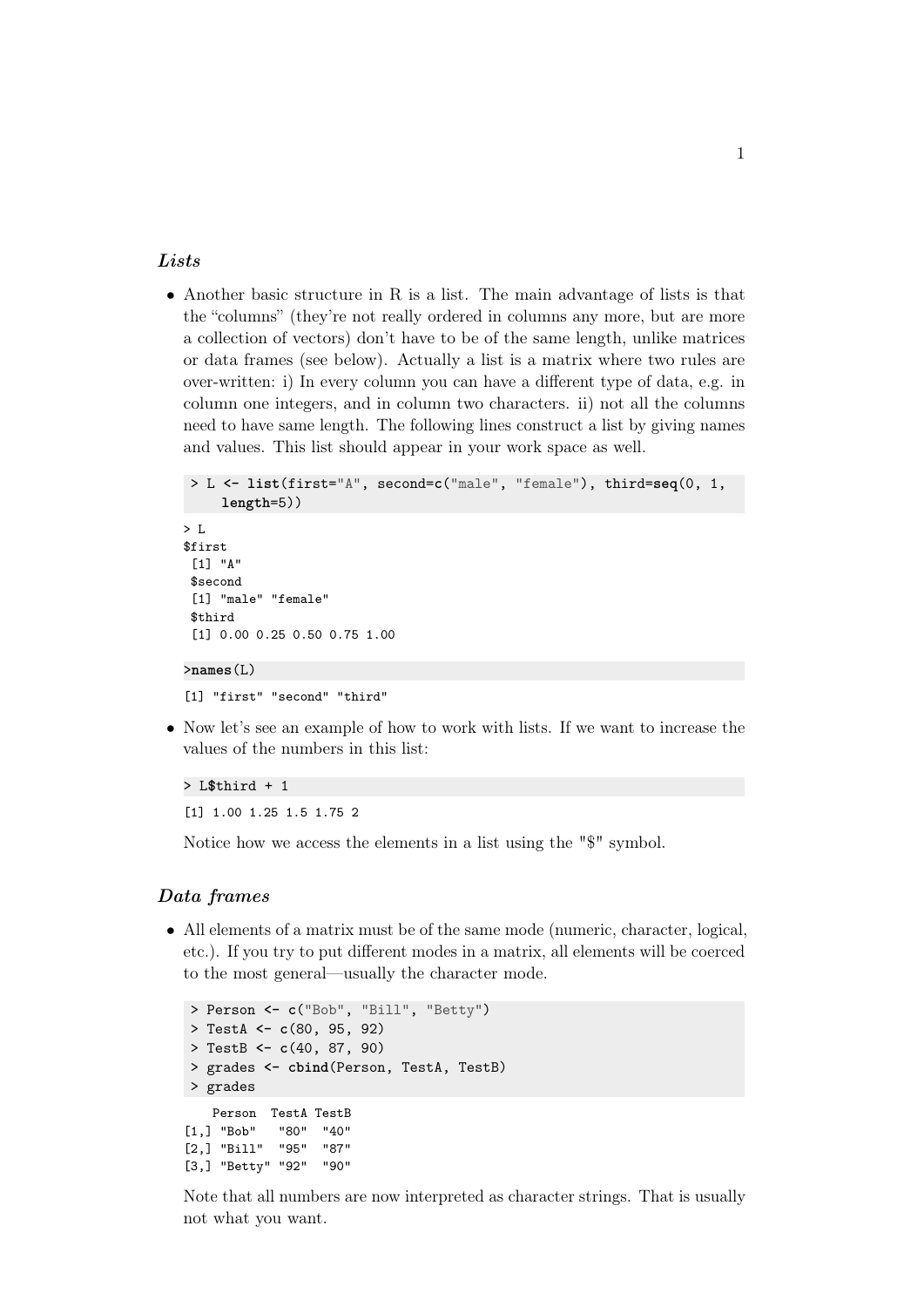## *Lists*

- Another basic structure in R is a list. The main advantage of lists is that the "columns" (they're not really ordered in columns any more, but are more a collection of vectors) don't have to be of the same length, unlike matrices or data frames (see below). Actually a list is a matrix where two rules are over-written: i) In every column you can have a different type of data, e.g. in column one integers, and in column two characters. ii) not all the columns need to have same length. The following lines construct a list by giving names and values. This list should appear in your work space as well.

```
> L <- list(first="A", second=c("male", "female"), third=seq(0, 1,
    length=5))
```

```
> L
$first
 [1] "A"
 $second
 [1] "male" "female"
 $third
 [1] 0.00 0.25 0.50 0.75 1.00
```

```
>names(L)
```

```
[1] "first" "second" "third"
```

- Now let's see an example of how to work with lists. If we want to increase the values of the numbers in this list:

```
> L$third + 1
```

```
[1] 1.00 1.25 1.5 1.75 2
```

Notice how we access the elements in a list using the "$" symbol.

## *Data frames*

- All elements of a matrix must be of the same mode (numeric, character, logical, etc.). If you try to put different modes in a matrix, all elements will be coerced to the most general—usually the character mode.

```
> Person <- c("Bob", "Bill", "Betty")
> TestA <- c(80, 95, 92)
> TestB <- c(40, 87, 90)
> grades <- cbind(Person, TestA, TestB)
> grades
```

```
   Person  TestA TestB
[1,] "Bob"   "80"  "40"
[2,] "Bill"  "95"  "87"
[3,] "Betty" "92"  "90"
```

Note that all numbers are now interpreted as character strings. That is usually not what you want.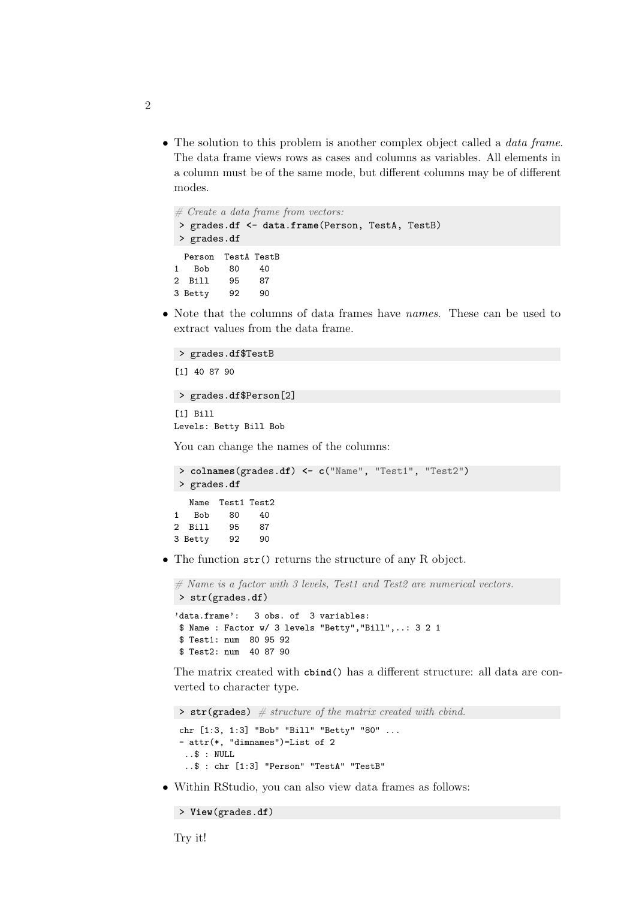- The solution to this problem is another complex object called a *data frame*. The data frame views rows as cases and columns as variables. All elements in a column must be of the same mode, but different columns may be of different modes.

```
# Create a data frame from vectors:
> grades.df <- data.frame(Person, TestA, TestB)
> grades.df
```

```
  Person  TestA TestB
1   Bob    80    40
2  Bill    95    87
3 Betty    92    90
```

- Note that the columns of data frames have *names*. These can be used to extract values from the data frame.

```
> grades.df$TestB
```

```
[1] 40 87 90
```

```
> grades.df$Person[2]
```

```
[1] Bill
Levels: Betty Bill Bob
```

You can change the names of the columns:

```
> colnames(grades.df) <- c("Name", "Test1", "Test2")
> grades.df
```

```
   Name  Test1 Test2
1   Bob    80    40
2  Bill    95    87
3 Betty    92    90
```

- The function `str()` returns the structure of any R object.

```
# Name is a factor with 3 levels, Test1 and Test2 are numerical vectors.
> str(grades.df)
```

```
'data.frame':   3 obs. of  3 variables:
 $ Name : Factor w/ 3 levels "Betty","Bill",..: 3 2 1
 $ Test1: num  80 95 92
 $ Test2: num  40 87 90
```

The matrix created with `cbind()` has a different structure: all data are converted to character type.

```
> str(grades)  # structure of the matrix created with cbind.
```

```
 chr [1:3, 1:3] "Bob" "Bill" "Betty" "80" ...
 - attr(*, "dimnames")=List of 2
  ..$ : NULL
  ..$ : chr [1:3] "Person" "TestA" "TestB"
```

- Within RStudio, you can also view data frames as follows:

```
> View(grades.df)
```

Try it!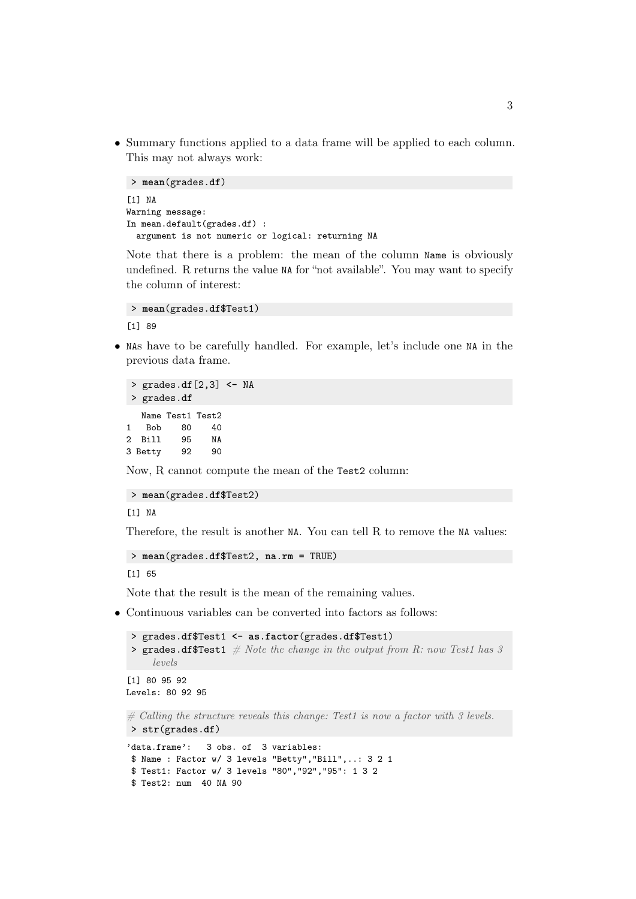- Summary functions applied to a data frame will be applied to each column. This may not always work:

```
> mean(grades.df)
```

```
[1] NA
Warning message:
In mean.default(grades.df) :
  argument is not numeric or logical: returning NA
```

Note that there is a problem: the mean of the column `Name` is obviously undefined. R returns the value `NA` for "not available". You may want to specify the column of interest:

```
> mean(grades.df$Test1)
```

```
[1] 89
```

- `NA`s have to be carefully handled. For example, let's include one `NA` in the previous data frame.

```
> grades.df[2,3] <- NA
> grades.df
```

```
   Name Test1 Test2
1   Bob    80    40
2  Bill    95    NA
3 Betty    92    90
```

Now, R cannot compute the mean of the `Test2` column:

```
> mean(grades.df$Test2)
```

```
[1] NA
```

Therefore, the result is another `NA`. You can tell R to remove the `NA` values:

```
> mean(grades.df$Test2, na.rm = TRUE)
```

```
[1] 65
```

Note that the result is the mean of the remaining values.

- Continuous variables can be converted into factors as follows:

```
> grades.df$Test1 <- as.factor(grades.df$Test1)
> grades.df$Test1  # Note the change in the output from R: now Test1 has 3
    levels
```

```
[1] 80 95 92
Levels: 80 92 95
```

```
# Calling the structure reveals this change: Test1 is now a factor with 3 levels.
> str(grades.df)
```

```
'data.frame':   3 obs. of  3 variables:
 $ Name : Factor w/ 3 levels "Betty","Bill",..: 3 2 1
 $ Test1: Factor w/ 3 levels "80","92","95": 1 3 2
 $ Test2: num  40 NA 90
```